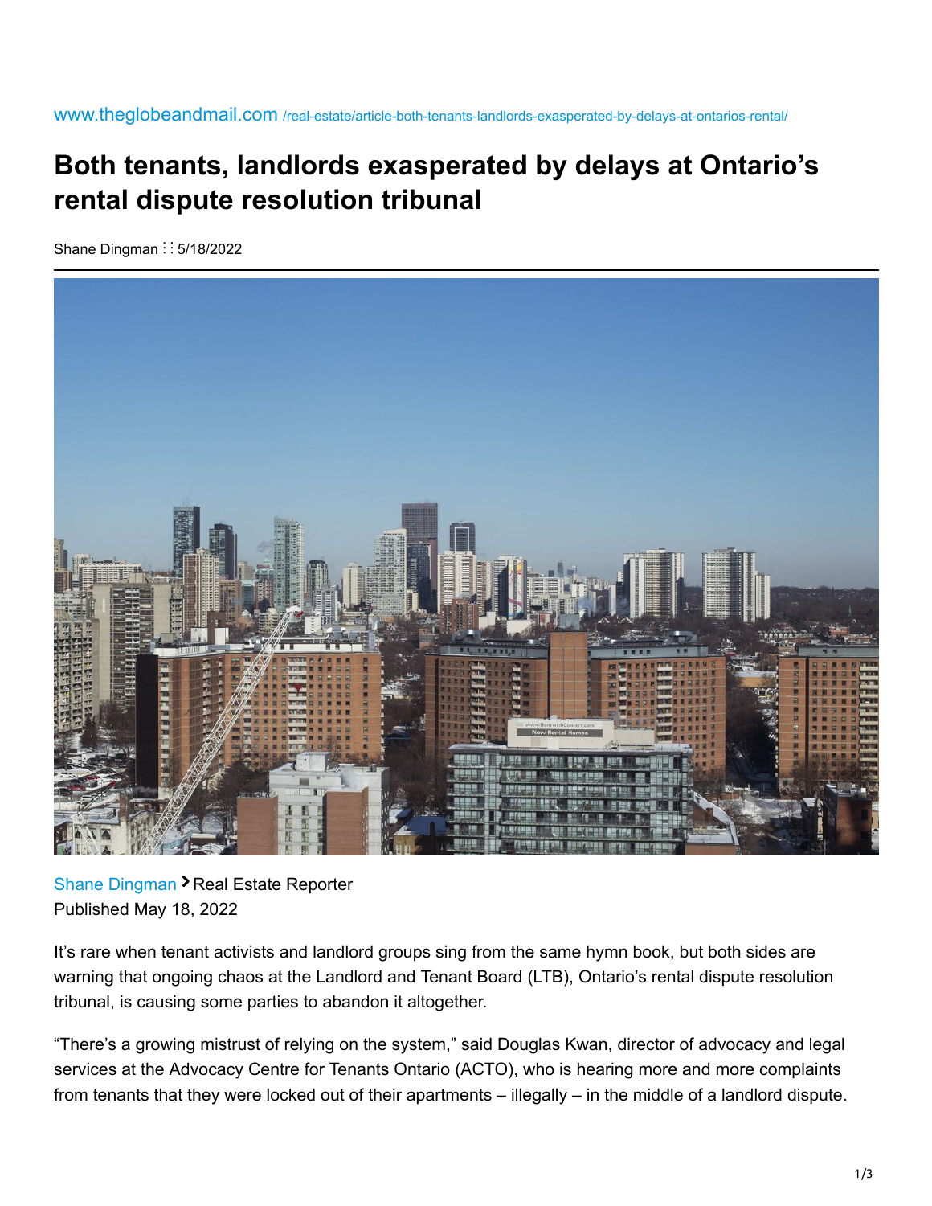www.theglobeandmail.com /real-estate/article-both-tenants-landlords-exasperated-by-delays-at-ontarios-rental/

# Both tenants, landlords exasperated by delays at Ontario's rental dispute resolution tribunal

Shane Dingman ⋮⋮ 5/18/2022

Shane Dingman › Real Estate Reporter
Published May 18, 2022

It's rare when tenant activists and landlord groups sing from the same hymn book, but both sides are warning that ongoing chaos at the Landlord and Tenant Board (LTB), Ontario's rental dispute resolution tribunal, is causing some parties to abandon it altogether.

"There's a growing mistrust of relying on the system," said Douglas Kwan, director of advocacy and legal services at the Advocacy Centre for Tenants Ontario (ACTO), who is hearing more and more complaints from tenants that they were locked out of their apartments – illegally – in the middle of a landlord dispute.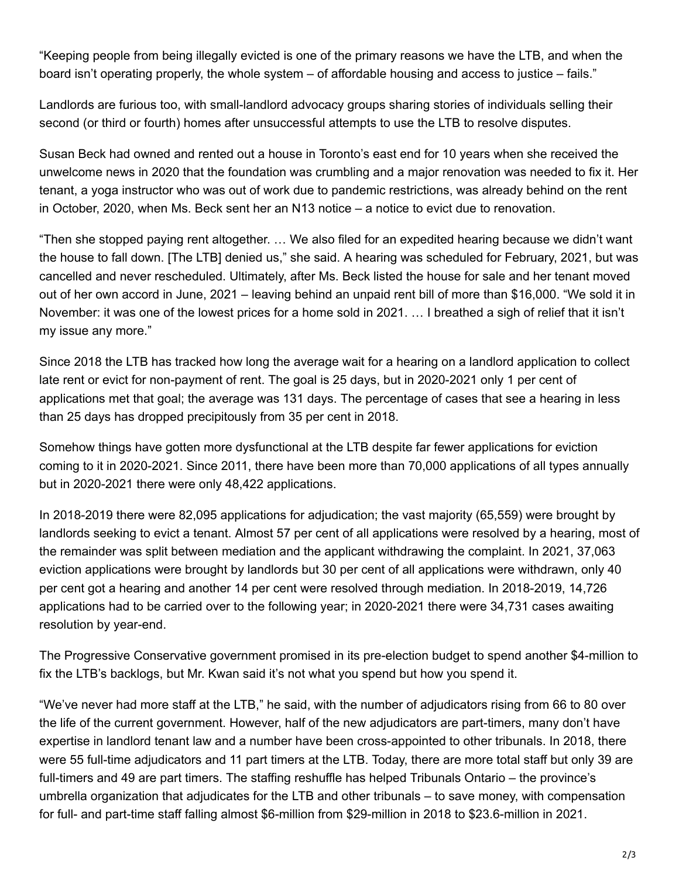"Keeping people from being illegally evicted is one of the primary reasons we have the LTB, and when the board isn't operating properly, the whole system – of affordable housing and access to justice – fails."

Landlords are furious too, with small-landlord advocacy groups sharing stories of individuals selling their second (or third or fourth) homes after unsuccessful attempts to use the LTB to resolve disputes.

Susan Beck had owned and rented out a house in Toronto's east end for 10 years when she received the unwelcome news in 2020 that the foundation was crumbling and a major renovation was needed to fix it. Her tenant, a yoga instructor who was out of work due to pandemic restrictions, was already behind on the rent in October, 2020, when Ms. Beck sent her an N13 notice – a notice to evict due to renovation.

"Then she stopped paying rent altogether. … We also filed for an expedited hearing because we didn't want the house to fall down. [The LTB] denied us," she said. A hearing was scheduled for February, 2021, but was cancelled and never rescheduled. Ultimately, after Ms. Beck listed the house for sale and her tenant moved out of her own accord in June, 2021 – leaving behind an unpaid rent bill of more than $16,000. "We sold it in November: it was one of the lowest prices for a home sold in 2021. … I breathed a sigh of relief that it isn't my issue any more."

Since 2018 the LTB has tracked how long the average wait for a hearing on a landlord application to collect late rent or evict for non-payment of rent. The goal is 25 days, but in 2020-2021 only 1 per cent of applications met that goal; the average was 131 days. The percentage of cases that see a hearing in less than 25 days has dropped precipitously from 35 per cent in 2018.

Somehow things have gotten more dysfunctional at the LTB despite far fewer applications for eviction coming to it in 2020-2021. Since 2011, there have been more than 70,000 applications of all types annually but in 2020-2021 there were only 48,422 applications.

In 2018-2019 there were 82,095 applications for adjudication; the vast majority (65,559) were brought by landlords seeking to evict a tenant. Almost 57 per cent of all applications were resolved by a hearing, most of the remainder was split between mediation and the applicant withdrawing the complaint. In 2021, 37,063 eviction applications were brought by landlords but 30 per cent of all applications were withdrawn, only 40 per cent got a hearing and another 14 per cent were resolved through mediation. In 2018-2019, 14,726 applications had to be carried over to the following year; in 2020-2021 there were 34,731 cases awaiting resolution by year-end.

The Progressive Conservative government promised in its pre-election budget to spend another $4-million to fix the LTB's backlogs, but Mr. Kwan said it's not what you spend but how you spend it.

"We've never had more staff at the LTB," he said, with the number of adjudicators rising from 66 to 80 over the life of the current government. However, half of the new adjudicators are part-timers, many don't have expertise in landlord tenant law and a number have been cross-appointed to other tribunals. In 2018, there were 55 full-time adjudicators and 11 part timers at the LTB. Today, there are more total staff but only 39 are full-timers and 49 are part timers. The staffing reshuffle has helped Tribunals Ontario – the province's umbrella organization that adjudicates for the LTB and other tribunals – to save money, with compensation for full- and part-time staff falling almost $6-million from $29-million in 2018 to $23.6-million in 2021.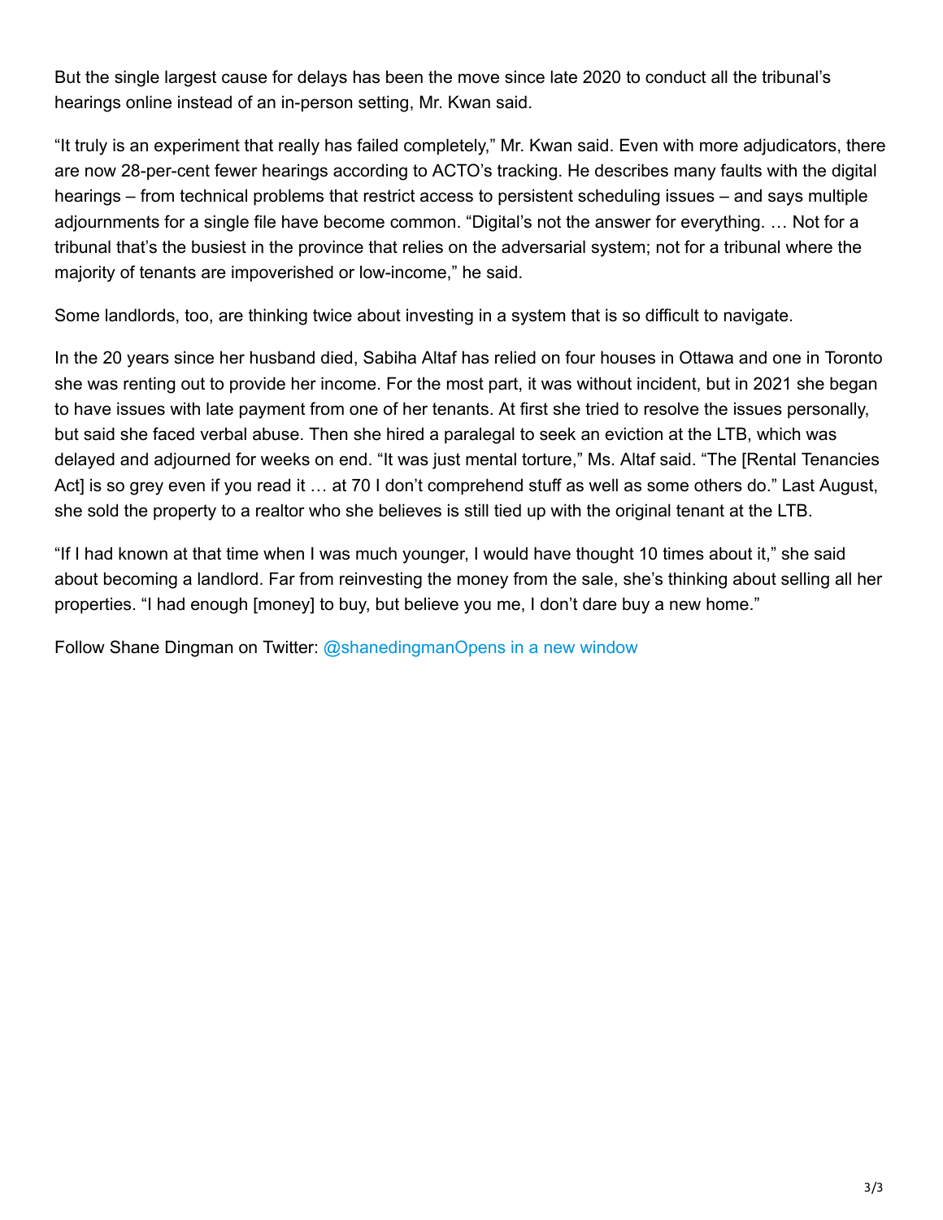But the single largest cause for delays has been the move since late 2020 to conduct all the tribunal's hearings online instead of an in-person setting, Mr. Kwan said.

"It truly is an experiment that really has failed completely," Mr. Kwan said. Even with more adjudicators, there are now 28-per-cent fewer hearings according to ACTO's tracking. He describes many faults with the digital hearings – from technical problems that restrict access to persistent scheduling issues – and says multiple adjournments for a single file have become common. "Digital's not the answer for everything. … Not for a tribunal that's the busiest in the province that relies on the adversarial system; not for a tribunal where the majority of tenants are impoverished or low-income," he said.

Some landlords, too, are thinking twice about investing in a system that is so difficult to navigate.

In the 20 years since her husband died, Sabiha Altaf has relied on four houses in Ottawa and one in Toronto she was renting out to provide her income. For the most part, it was without incident, but in 2021 she began to have issues with late payment from one of her tenants. At first she tried to resolve the issues personally, but said she faced verbal abuse. Then she hired a paralegal to seek an eviction at the LTB, which was delayed and adjourned for weeks on end. "It was just mental torture," Ms. Altaf said. "The [Rental Tenancies Act] is so grey even if you read it … at 70 I don't comprehend stuff as well as some others do." Last August, she sold the property to a realtor who she believes is still tied up with the original tenant at the LTB.

"If I had known at that time when I was much younger, I would have thought 10 times about it," she said about becoming a landlord. Far from reinvesting the money from the sale, she's thinking about selling all her properties. "I had enough [money] to buy, but believe you me, I don't dare buy a new home."

Follow Shane Dingman on Twitter: @shanedingmanOpens in a new window